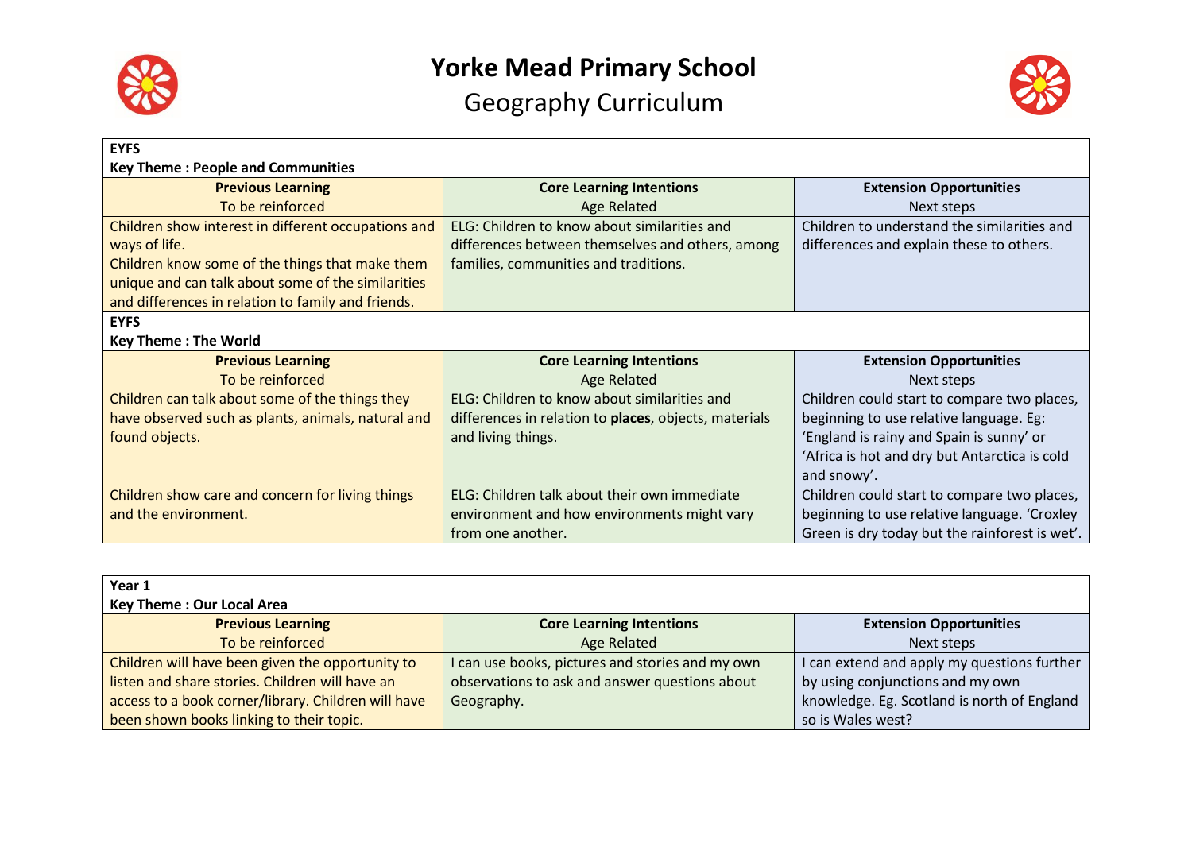# Yorke Mead Primary School

## Geography Curriculum

**EYFS**

**Key Theme : People and Communities**

| **Previous Learning** To be reinforced | **Core Learning Intentions** Age Related | **Extension Opportunities** Next steps |
|---|---|---|
| Children show interest in different occupations and ways of life. Children know some of the things that make them unique and can talk about some of the similarities and differences in relation to family and friends. | ELG: Children to know about similarities and differences between themselves and others, among families, communities and traditions. | Children to understand the similarities and differences and explain these to others. |

**EYFS**

**Key Theme : The World**

| **Previous Learning** To be reinforced | **Core Learning Intentions** Age Related | **Extension Opportunities** Next steps |
|---|---|---|
| Children can talk about some of the things they have observed such as plants, animals, natural and found objects. | ELG: Children to know about similarities and differences in relation to **places**, objects, materials and living things. | Children could start to compare two places, beginning to use relative language. Eg: 'England is rainy and Spain is sunny' or 'Africa is hot and dry but Antarctica is cold and snowy'. |
| Children show care and concern for living things and the environment. | ELG: Children talk about their own immediate environment and how environments might vary from one another. | Children could start to compare two places, beginning to use relative language. 'Croxley Green is dry today but the rainforest is wet'. |

**Year 1**

**Key Theme : Our Local Area**

| **Previous Learning** To be reinforced | **Core Learning Intentions** Age Related | **Extension Opportunities** Next steps |
|---|---|---|
| Children will have been given the opportunity to listen and share stories. Children will have an access to a book corner/library. Children will have been shown books linking to their topic. | I can use books, pictures and stories and my own observations to ask and answer questions about Geography. | I can extend and apply my questions further by using conjunctions and my own knowledge. Eg. Scotland is north of England so is Wales west? |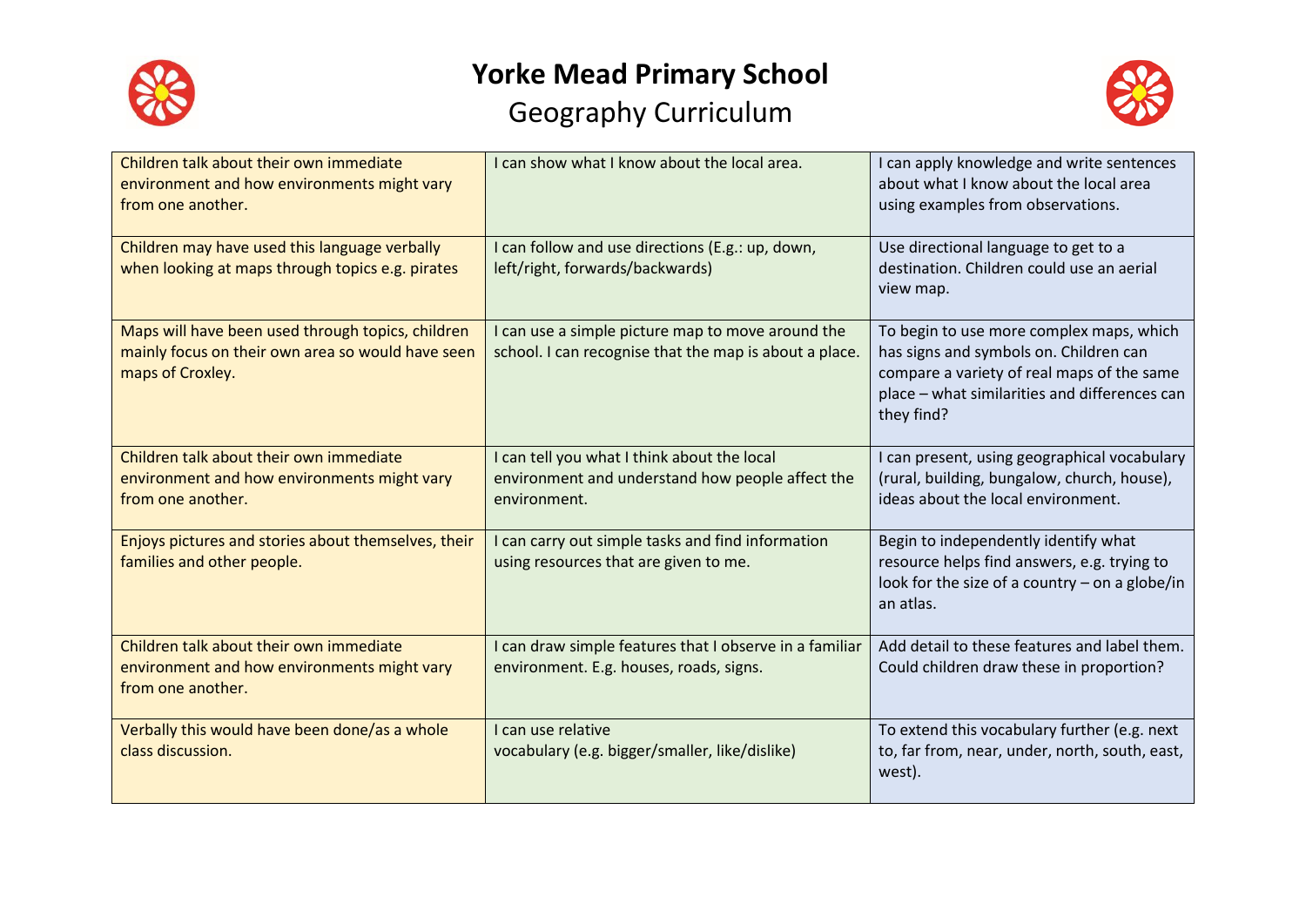# Yorke Mead Primary School

## Geography Curriculum

| | | |
|---|---|---|
| Children talk about their own immediate environment and how environments might vary from one another. | I can show what I know about the local area. | I can apply knowledge and write sentences about what I know about the local area using examples from observations. |
| Children may have used this language verbally when looking at maps through topics e.g. pirates | I can follow and use directions (E.g.: up, down, left/right, forwards/backwards) | Use directional language to get to a destination. Children could use an aerial view map. |
| Maps will have been used through topics, children mainly focus on their own area so would have seen maps of Croxley. | I can use a simple picture map to move around the school. I can recognise that the map is about a place. | To begin to use more complex maps, which has signs and symbols on. Children can compare a variety of real maps of the same place – what similarities and differences can they find? |
| Children talk about their own immediate environment and how environments might vary from one another. | I can tell you what I think about the local environment and understand how people affect the environment. | I can present, using geographical vocabulary (rural, building, bungalow, church, house), ideas about the local environment. |
| Enjoys pictures and stories about themselves, their families and other people. | I can carry out simple tasks and find information using resources that are given to me. | Begin to independently identify what resource helps find answers, e.g. trying to look for the size of a country – on a globe/in an atlas. |
| Children talk about their own immediate environment and how environments might vary from one another. | I can draw simple features that I observe in a familiar environment. E.g. houses, roads, signs. | Add detail to these features and label them. Could children draw these in proportion? |
| Verbally this would have been done/as a whole class discussion. | I can use relative vocabulary (e.g. bigger/smaller, like/dislike) | To extend this vocabulary further (e.g. next to, far from, near, under, north, south, east, west). |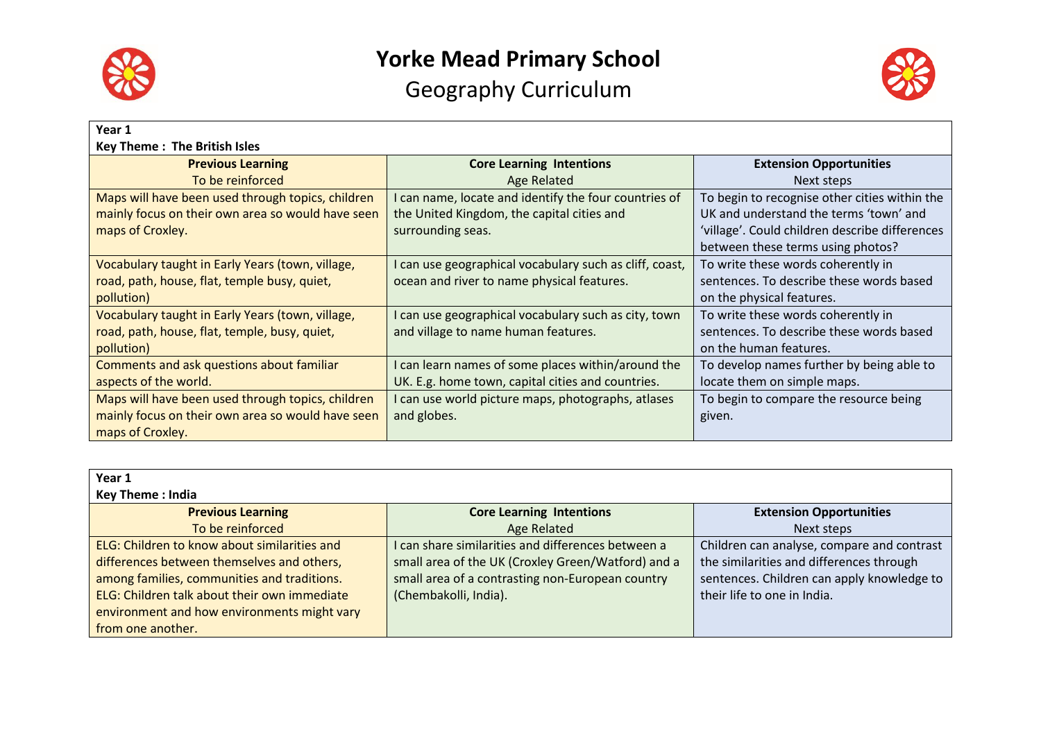# Yorke Mead Primary School

## Geography Curriculum

**Year 1**
**Key Theme : The British Isles**

| **Previous Learning** To be reinforced | **Core Learning Intentions** Age Related | **Extension Opportunities** Next steps |
|---|---|---|
| Maps will have been used through topics, children mainly focus on their own area so would have seen maps of Croxley. | I can name, locate and identify the four countries of the United Kingdom, the capital cities and surrounding seas. | To begin to recognise other cities within the UK and understand the terms 'town' and 'village'. Could children describe differences between these terms using photos? |
| Vocabulary taught in Early Years (town, village, road, path, house, flat, temple busy, quiet, pollution) | I can use geographical vocabulary such as cliff, coast, ocean and river to name physical features. | To write these words coherently in sentences. To describe these words based on the physical features. |
| Vocabulary taught in Early Years (town, village, road, path, house, flat, temple, busy, quiet, pollution) | I can use geographical vocabulary such as city, town and village to name human features. | To write these words coherently in sentences. To describe these words based on the human features. |
| Comments and ask questions about familiar aspects of the world. | I can learn names of some places within/around the UK. E.g. home town, capital cities and countries. | To develop names further by being able to locate them on simple maps. |
| Maps will have been used through topics, children mainly focus on their own area so would have seen maps of Croxley. | I can use world picture maps, photographs, atlases and globes. | To begin to compare the resource being given. |

**Year 1**
**Key Theme : India**

| **Previous Learning** To be reinforced | **Core Learning Intentions** Age Related | **Extension Opportunities** Next steps |
|---|---|---|
| ELG: Children to know about similarities and differences between themselves and others, among families, communities and traditions. ELG: Children talk about their own immediate environment and how environments might vary from one another. | I can share similarities and differences between a small area of the UK (Croxley Green/Watford) and a small area of a contrasting non-European country (Chembakolli, India). | Children can analyse, compare and contrast the similarities and differences through sentences. Children can apply knowledge to their life to one in India. |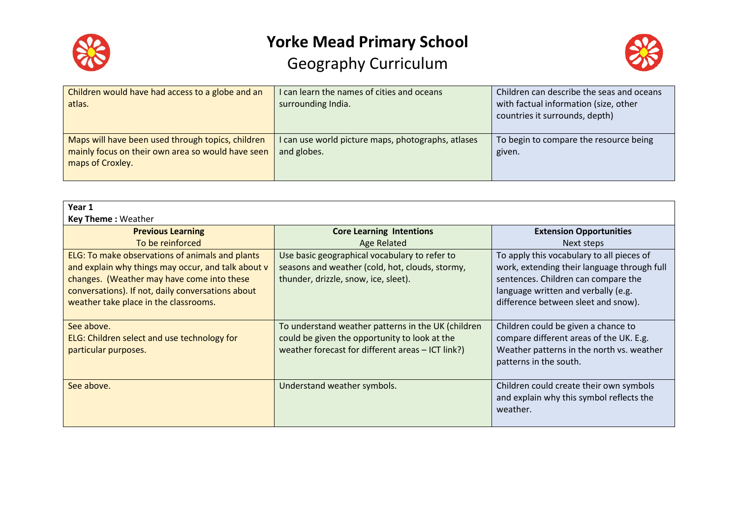# Yorke Mead Primary School

## Geography Curriculum

| | | |
|---|---|---|
| Children would have had access to a globe and an atlas. | I can learn the names of cities and oceans surrounding India. | Children can describe the seas and oceans with factual information (size, other countries it surrounds, depth) |
| Maps will have been used through topics, children mainly focus on their own area so would have seen maps of Croxley. | I can use world picture maps, photographs, atlases and globes. | To begin to compare the resource being given. |

**Year 1**
**Key Theme :** Weather

| **Previous Learning**<br>To be reinforced | **Core Learning Intentions**<br>Age Related | **Extension Opportunities**<br>Next steps |
|---|---|---|
| ELG: To make observations of animals and plants and explain why things may occur, and talk about v changes. (Weather may have come into these conversations). If not, daily conversations about weather take place in the classrooms. | Use basic geographical vocabulary to refer to seasons and weather (cold, hot, clouds, stormy, thunder, drizzle, snow, ice, sleet). | To apply this vocabulary to all pieces of work, extending their language through full sentences. Children can compare the language written and verbally (e.g. difference between sleet and snow). |
| See above.<br>ELG: Children select and use technology for particular purposes. | To understand weather patterns in the UK (children could be given the opportunity to look at the weather forecast for different areas – ICT link?) | Children could be given a chance to compare different areas of the UK. E.g. Weather patterns in the north vs. weather patterns in the south. |
| See above. | Understand weather symbols. | Children could create their own symbols and explain why this symbol reflects the weather. |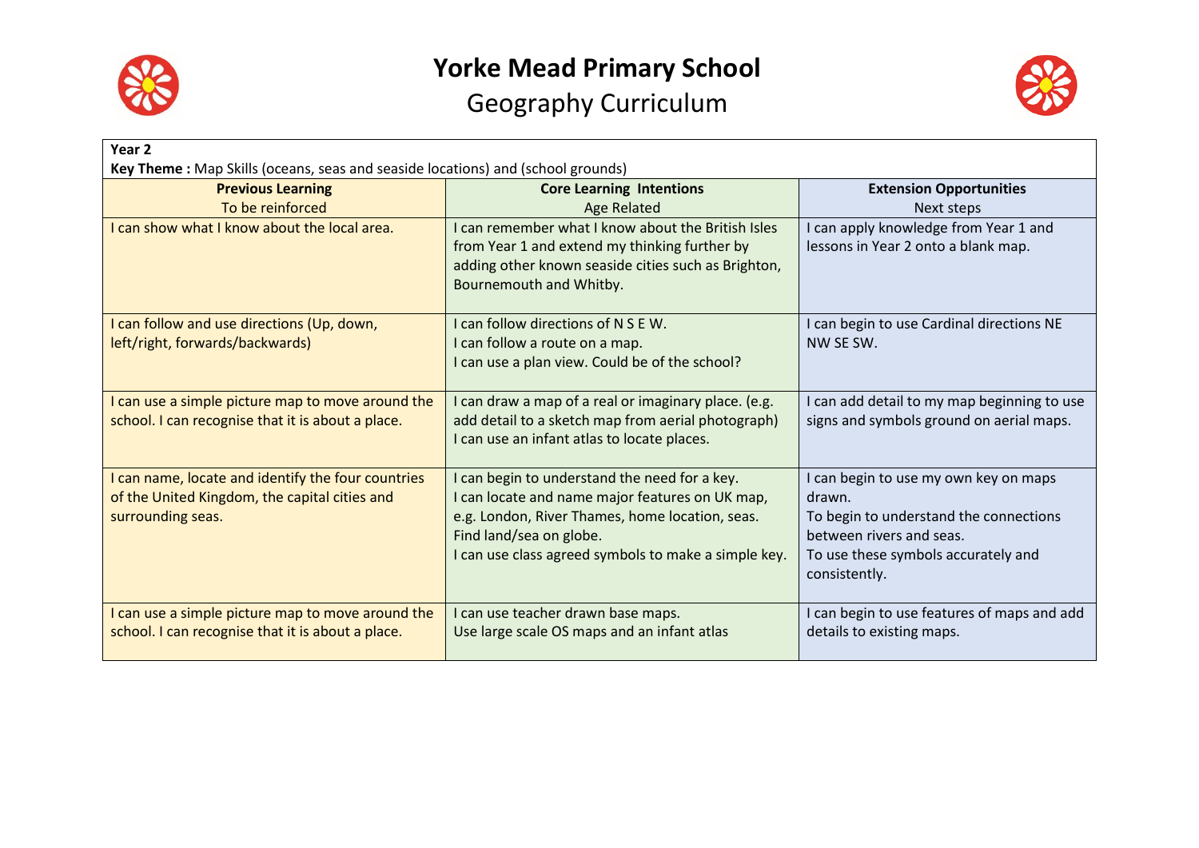# Yorke Mead Primary School

## Geography Curriculum

**Year 2**

**Key Theme :** Map Skills (oceans, seas and seaside locations) and (school grounds)

| **Previous Learning**<br>To be reinforced | **Core Learning Intentions**<br>Age Related | **Extension Opportunities**<br>Next steps |
|---|---|---|
| I can show what I know about the local area. | I can remember what I know about the British Isles from Year 1 and extend my thinking further by adding other known seaside cities such as Brighton, Bournemouth and Whitby. | I can apply knowledge from Year 1 and lessons in Year 2 onto a blank map. |
| I can follow and use directions (Up, down, left/right, forwards/backwards) | I can follow directions of N S E W.<br>I can follow a route on a map.<br>I can use a plan view. Could be of the school? | I can begin to use Cardinal directions NE NW SE SW. |
| I can use a simple picture map to move around the school. I can recognise that it is about a place. | I can draw a map of a real or imaginary place. (e.g. add detail to a sketch map from aerial photograph)<br>I can use an infant atlas to locate places. | I can add detail to my map beginning to use signs and symbols ground on aerial maps. |
| I can name, locate and identify the four countries of the United Kingdom, the capital cities and surrounding seas. | I can begin to understand the need for a key.<br>I can locate and name major features on UK map, e.g. London, River Thames, home location, seas.<br>Find land/sea on globe.<br>I can use class agreed symbols to make a simple key. | I can begin to use my own key on maps drawn.<br>To begin to understand the connections between rivers and seas.<br>To use these symbols accurately and consistently. |
| I can use a simple picture map to move around the school. I can recognise that it is about a place. | I can use teacher drawn base maps.<br>Use large scale OS maps and an infant atlas | I can begin to use features of maps and add details to existing maps. |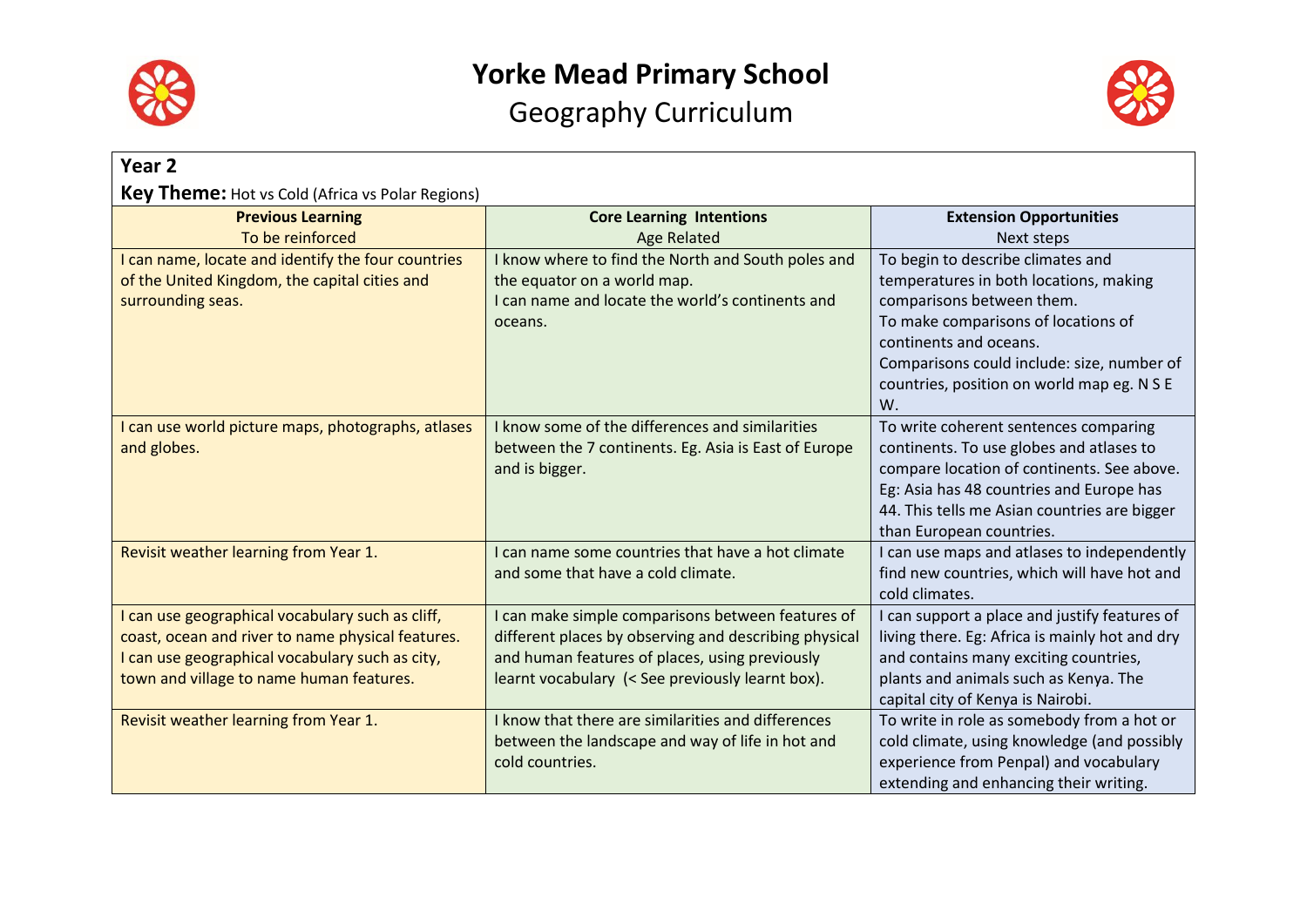# Yorke Mead Primary School

## Geography Curriculum

**Year 2**

**Key Theme:** Hot vs Cold (Africa vs Polar Regions)

| **Previous Learning**<br>To be reinforced | **Core Learning Intentions**<br>Age Related | **Extension Opportunities**<br>Next steps |
|---|---|---|
| I can name, locate and identify the four countries of the United Kingdom, the capital cities and surrounding seas. | I know where to find the North and South poles and the equator on a world map.<br>I can name and locate the world's continents and oceans. | To begin to describe climates and temperatures in both locations, making comparisons between them.<br>To make comparisons of locations of continents and oceans.<br>Comparisons could include: size, number of countries, position on world map eg. N S E W. |
| I can use world picture maps, photographs, atlases and globes. | I know some of the differences and similarities between the 7 continents. Eg. Asia is East of Europe and is bigger. | To write coherent sentences comparing continents. To use globes and atlases to compare location of continents. See above. Eg: Asia has 48 countries and Europe has 44. This tells me Asian countries are bigger than European countries. |
| Revisit weather learning from Year 1. | I can name some countries that have a hot climate and some that have a cold climate. | I can use maps and atlases to independently find new countries, which will have hot and cold climates. |
| I can use geographical vocabulary such as cliff, coast, ocean and river to name physical features.<br>I can use geographical vocabulary such as city, town and village to name human features. | I can make simple comparisons between features of different places by observing and describing physical and human features of places, using previously learnt vocabulary (< See previously learnt box). | I can support a place and justify features of living there. Eg: Africa is mainly hot and dry and contains many exciting countries, plants and animals such as Kenya. The capital city of Kenya is Nairobi. |
| Revisit weather learning from Year 1. | I know that there are similarities and differences between the landscape and way of life in hot and cold countries. | To write in role as somebody from a hot or cold climate, using knowledge (and possibly experience from Penpal) and vocabulary extending and enhancing their writing. |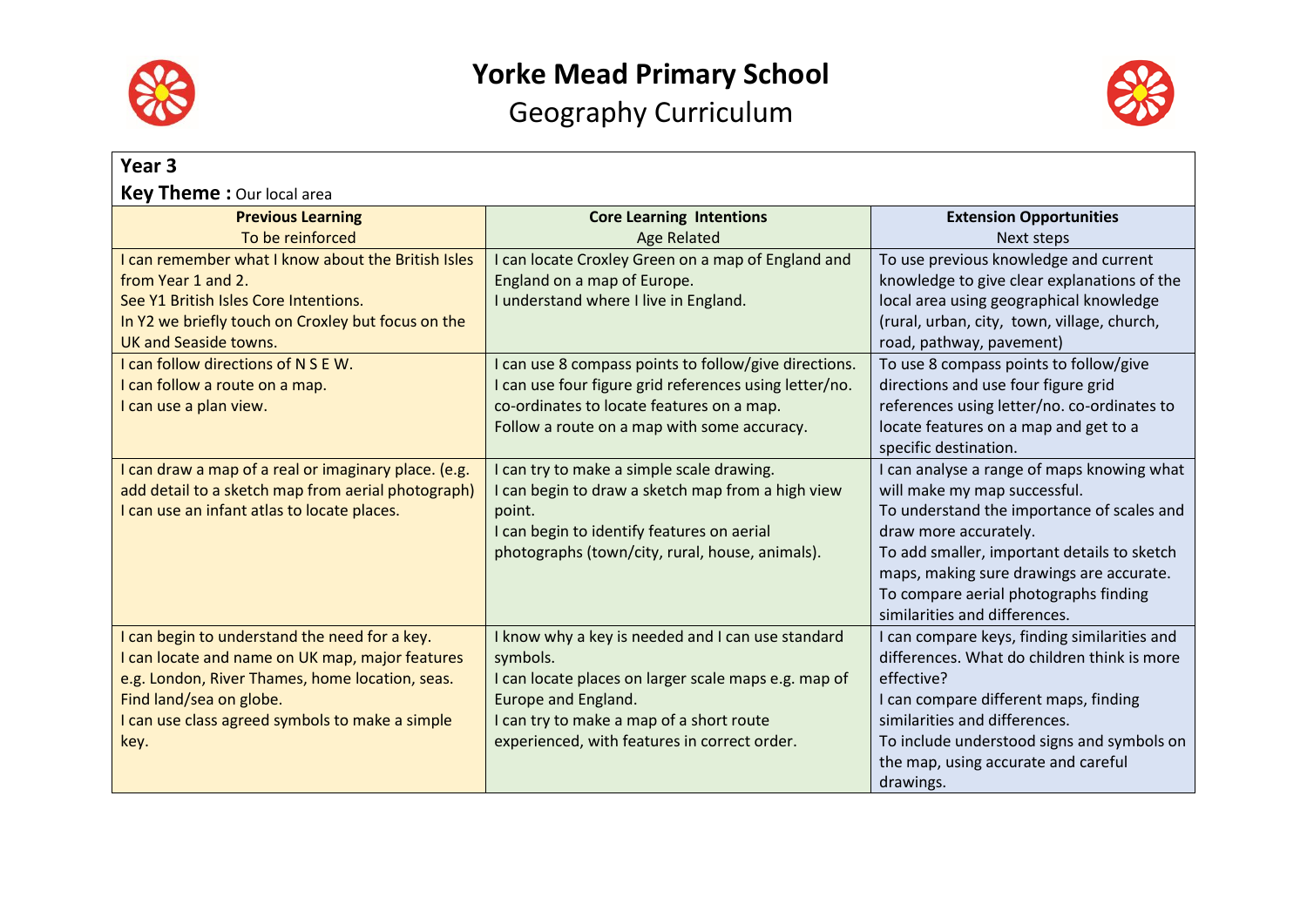# Yorke Mead Primary School

## Geography Curriculum

**Year 3**

**Key Theme :** Our local area

| **Previous Learning**<br>To be reinforced | **Core Learning Intentions**<br>Age Related | **Extension Opportunities**<br>Next steps |
|---|---|---|
| I can remember what I know about the British Isles from Year 1 and 2.<br>See Y1 British Isles Core Intentions.<br>In Y2 we briefly touch on Croxley but focus on the UK and Seaside towns. | I can locate Croxley Green on a map of England and England on a map of Europe.<br>I understand where I live in England. | To use previous knowledge and current knowledge to give clear explanations of the local area using geographical knowledge (rural, urban, city, town, village, church, road, pathway, pavement) |
| I can follow directions of N S E W.<br>I can follow a route on a map.<br>I can use a plan view. | I can use 8 compass points to follow/give directions.<br>I can use four figure grid references using letter/no. co-ordinates to locate features on a map.<br>Follow a route on a map with some accuracy. | To use 8 compass points to follow/give directions and use four figure grid references using letter/no. co-ordinates to locate features on a map and get to a specific destination. |
| I can draw a map of a real or imaginary place. (e.g. add detail to a sketch map from aerial photograph)<br>I can use an infant atlas to locate places. | I can try to make a simple scale drawing.<br>I can begin to draw a sketch map from a high view point.<br>I can begin to identify features on aerial photographs (town/city, rural, house, animals). | I can analyse a range of maps knowing what will make my map successful.<br>To understand the importance of scales and draw more accurately.<br>To add smaller, important details to sketch maps, making sure drawings are accurate.<br>To compare aerial photographs finding similarities and differences. |
| I can begin to understand the need for a key.<br>I can locate and name on UK map, major features e.g. London, River Thames, home location, seas.<br>Find land/sea on globe.<br>I can use class agreed symbols to make a simple key. | I know why a key is needed and I can use standard symbols.<br>I can locate places on larger scale maps e.g. map of Europe and England.<br>I can try to make a map of a short route experienced, with features in correct order. | I can compare keys, finding similarities and differences. What do children think is more effective?<br>I can compare different maps, finding similarities and differences.<br>To include understood signs and symbols on the map, using accurate and careful drawings. |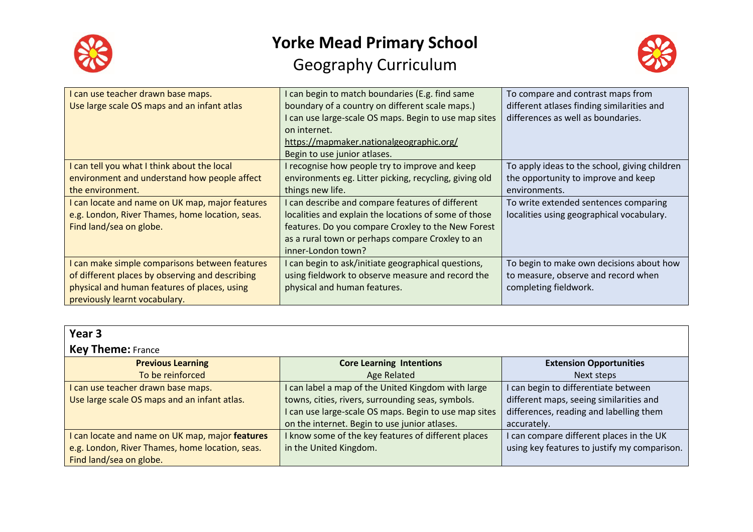# Yorke Mead Primary School

## Geography Curriculum

| | | |
|---|---|---|
| I can use teacher drawn base maps.<br>Use large scale OS maps and an infant atlas | I can begin to match boundaries (E.g. find same boundary of a country on different scale maps.)<br>I can use large-scale OS maps. Begin to use map sites on internet.<br>https://mapmaker.nationalgeographic.org/<br>Begin to use junior atlases. | To compare and contrast maps from different atlases finding similarities and differences as well as boundaries. |
| I can tell you what I think about the local environment and understand how people affect the environment. | I recognise how people try to improve and keep environments eg. Litter picking, recycling, giving old things new life. | To apply ideas to the school, giving children the opportunity to improve and keep environments. |
| I can locate and name on UK map, major features e.g. London, River Thames, home location, seas. Find land/sea on globe. | I can describe and compare features of different localities and explain the locations of some of those features. Do you compare Croxley to the New Forest as a rural town or perhaps compare Croxley to an inner-London town? | To write extended sentences comparing localities using geographical vocabulary. |
| I can make simple comparisons between features of different places by observing and describing physical and human features of places, using previously learnt vocabulary. | I can begin to ask/initiate geographical questions, using fieldwork to observe measure and record the physical and human features. | To begin to make own decisions about how to measure, observe and record when completing fieldwork. |

**Year 3**

**Key Theme:** France

| **Previous Learning**<br>To be reinforced | **Core Learning Intentions**<br>Age Related | **Extension Opportunities**<br>Next steps |
|---|---|---|
| I can use teacher drawn base maps.<br>Use large scale OS maps and an infant atlas. | I can label a map of the United Kingdom with large towns, cities, rivers, surrounding seas, symbols.<br>I can use large-scale OS maps. Begin to use map sites on the internet. Begin to use junior atlases. | I can begin to differentiate between different maps, seeing similarities and differences, reading and labelling them accurately. |
| I can locate and name on UK map, major **features** e.g. London, River Thames, home location, seas. Find land/sea on globe. | I know some of the key features of different places in the United Kingdom. | I can compare different places in the UK using key features to justify my comparison. |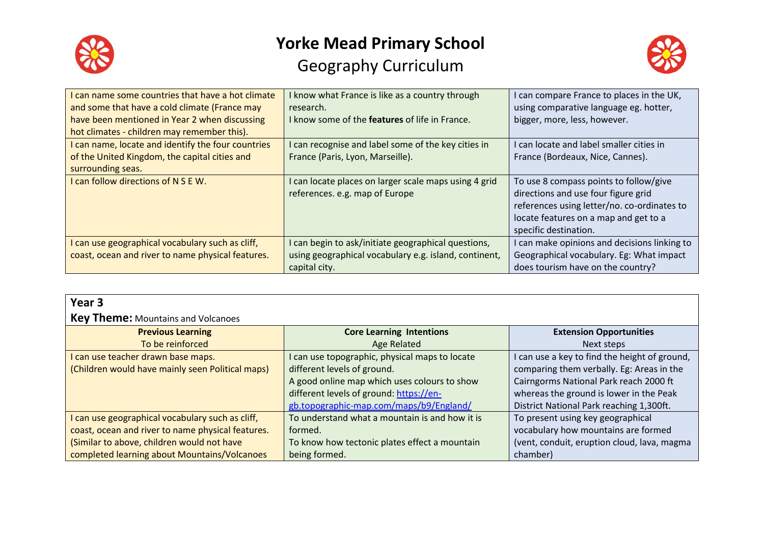# Yorke Mead Primary School

## Geography Curriculum

| | | |
|---|---|---|
| I can name some countries that have a hot climate and some that have a cold climate (France may have been mentioned in Year 2 when discussing hot climates - children may remember this). | I know what France is like as a country through research.<br>I know some of the **features** of life in France. | I can compare France to places in the UK, using comparative language eg. hotter, bigger, more, less, however. |
| I can name, locate and identify the four countries of the United Kingdom, the capital cities and surrounding seas. | I can recognise and label some of the key cities in France (Paris, Lyon, Marseille). | I can locate and label smaller cities in France (Bordeaux, Nice, Cannes). |
| I can follow directions of N S E W. | I can locate places on larger scale maps using 4 grid references. e.g. map of Europe | To use 8 compass points to follow/give directions and use four figure grid references using letter/no. co-ordinates to locate features on a map and get to a specific destination. |
| I can use geographical vocabulary such as cliff, coast, ocean and river to name physical features. | I can begin to ask/initiate geographical questions, using geographical vocabulary e.g. island, continent, capital city. | I can make opinions and decisions linking to Geographical vocabulary. Eg: What impact does tourism have on the country? |

**Year 3**

**Key Theme:** Mountains and Volcanoes

| **Previous Learning**<br>To be reinforced | **Core Learning Intentions**<br>Age Related | **Extension Opportunities**<br>Next steps |
|---|---|---|
| I can use teacher drawn base maps.<br>(Children would have mainly seen Political maps) | I can use topographic, physical maps to locate different levels of ground.<br>A good online map which uses colours to show different levels of ground: [https://en-gb.topographic-map.com/maps/b9/England/](https://en-gb.topographic-map.com/maps/b9/England/) | I can use a key to find the height of ground, comparing them verbally. Eg: Areas in the Cairngorms National Park reach 2000 ft whereas the ground is lower in the Peak District National Park reaching 1,300ft. |
| I can use geographical vocabulary such as cliff, coast, ocean and river to name physical features.<br>(Similar to above, children would not have completed learning about Mountains/Volcanoes | To understand what a mountain is and how it is formed.<br>To know how tectonic plates effect a mountain being formed. | To present using key geographical vocabulary how mountains are formed (vent, conduit, eruption cloud, lava, magma chamber) |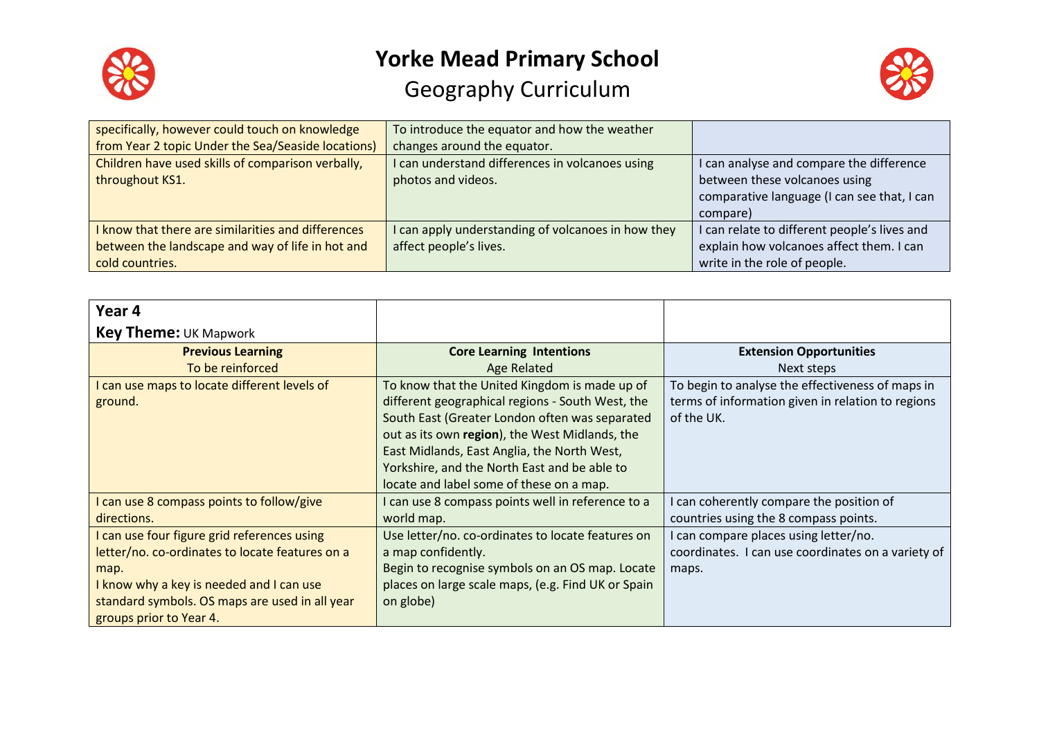# Yorke Mead Primary School

## Geography Curriculum

| | | |
|---|---|---|
| specifically, however could touch on knowledge from Year 2 topic Under the Sea/Seaside locations) | To introduce the equator and how the weather changes around the equator. | |
| Children have used skills of comparison verbally, throughout KS1. | I can understand differences in volcanoes using photos and videos. | I can analyse and compare the difference between these volcanoes using comparative language (I can see that, I can compare) |
| I know that there are similarities and differences between the landscape and way of life in hot and cold countries. | I can apply understanding of volcanoes in how they affect people's lives. | I can relate to different people's lives and explain how volcanoes affect them. I can write in the role of people. |

| **Year 4**<br>**Key Theme:** UK Mapwork | | |
|---|---|---|
| **Previous Learning**<br>To be reinforced | **Core Learning Intentions**<br>Age Related | **Extension Opportunities**<br>Next steps |
| I can use maps to locate different levels of ground. | To know that the United Kingdom is made up of different geographical regions - South West, the South East (Greater London often was separated out as its own **region**), the West Midlands, the East Midlands, East Anglia, the North West, Yorkshire, and the North East and be able to locate and label some of these on a map. | To begin to analyse the effectiveness of maps in terms of information given in relation to regions of the UK. |
| I can use 8 compass points to follow/give directions. | I can use 8 compass points well in reference to a world map. | I can coherently compare the position of countries using the 8 compass points. |
| I can use four figure grid references using letter/no. co-ordinates to locate features on a map.<br>I know why a key is needed and I can use standard symbols. OS maps are used in all year groups prior to Year 4. | Use letter/no. co-ordinates to locate features on a map confidently.<br>Begin to recognise symbols on an OS map. Locate places on large scale maps, (e.g. Find UK or Spain on globe) | I can compare places using letter/no. coordinates. I can use coordinates on a variety of maps. |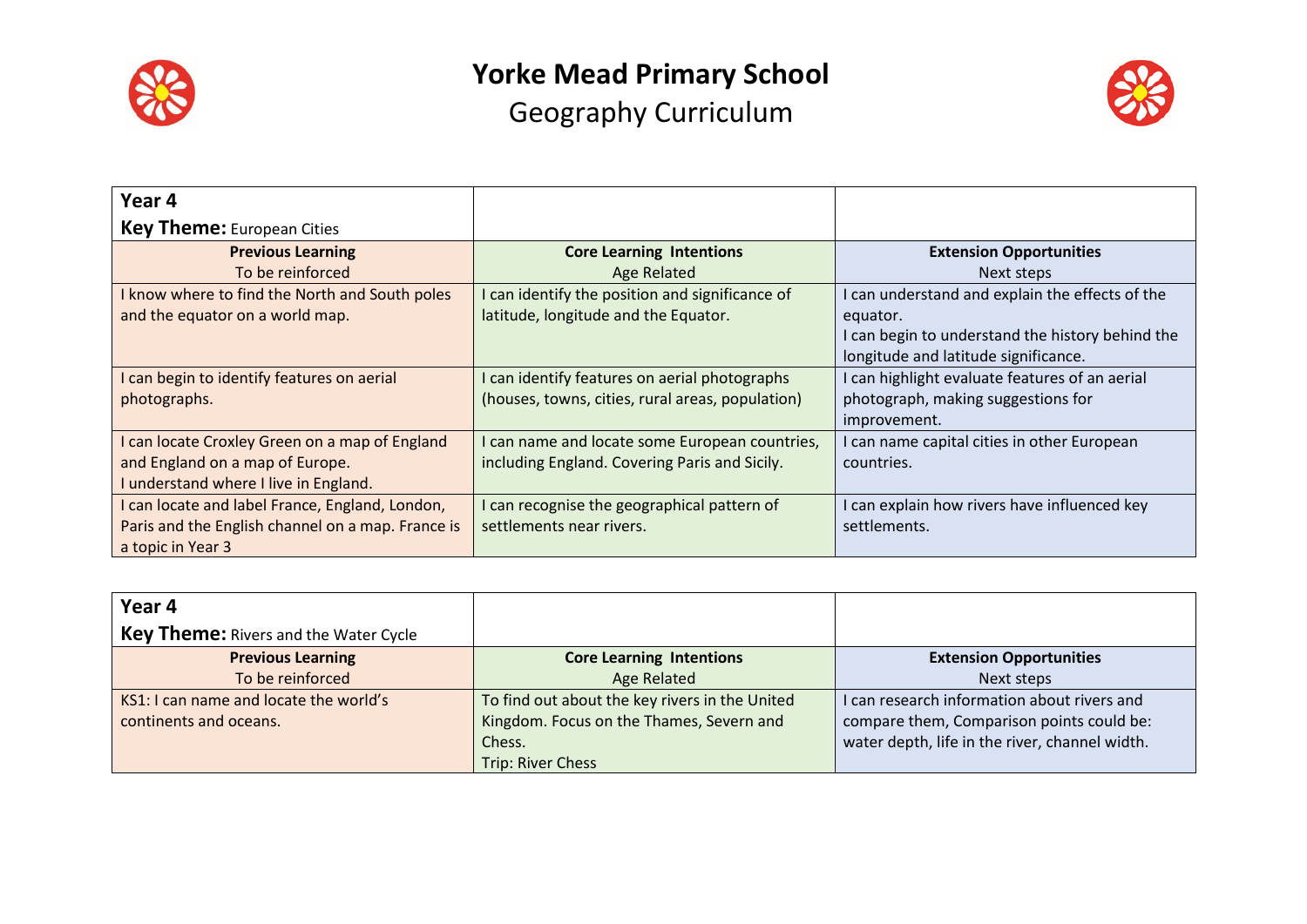# Yorke Mead Primary School

## Geography Curriculum

| **Year 4**<br>**Key Theme:** European Cities | | |
|---|---|---|
| **Previous Learning**<br>To be reinforced | **Core Learning Intentions**<br>Age Related | **Extension Opportunities**<br>Next steps |
| I know where to find the North and South poles and the equator on a world map. | I can identify the position and significance of latitude, longitude and the Equator. | I can understand and explain the effects of the equator.<br>I can begin to understand the history behind the longitude and latitude significance. |
| I can begin to identify features on aerial photographs. | I can identify features on aerial photographs (houses, towns, cities, rural areas, population) | I can highlight evaluate features of an aerial photograph, making suggestions for improvement. |
| I can locate Croxley Green on a map of England and England on a map of Europe.<br>I understand where I live in England. | I can name and locate some European countries, including England. Covering Paris and Sicily. | I can name capital cities in other European countries. |
| I can locate and label France, England, London, Paris and the English channel on a map. France is a topic in Year 3 | I can recognise the geographical pattern of settlements near rivers. | I can explain how rivers have influenced key settlements. |

| **Year 4**<br>**Key Theme:** Rivers and the Water Cycle | | |
|---|---|---|
| **Previous Learning**<br>To be reinforced | **Core Learning Intentions**<br>Age Related | **Extension Opportunities**<br>Next steps |
| KS1: I can name and locate the world's continents and oceans. | To find out about the key rivers in the United Kingdom. Focus on the Thames, Severn and Chess.<br>Trip: River Chess | I can research information about rivers and compare them, Comparison points could be: water depth, life in the river, channel width. |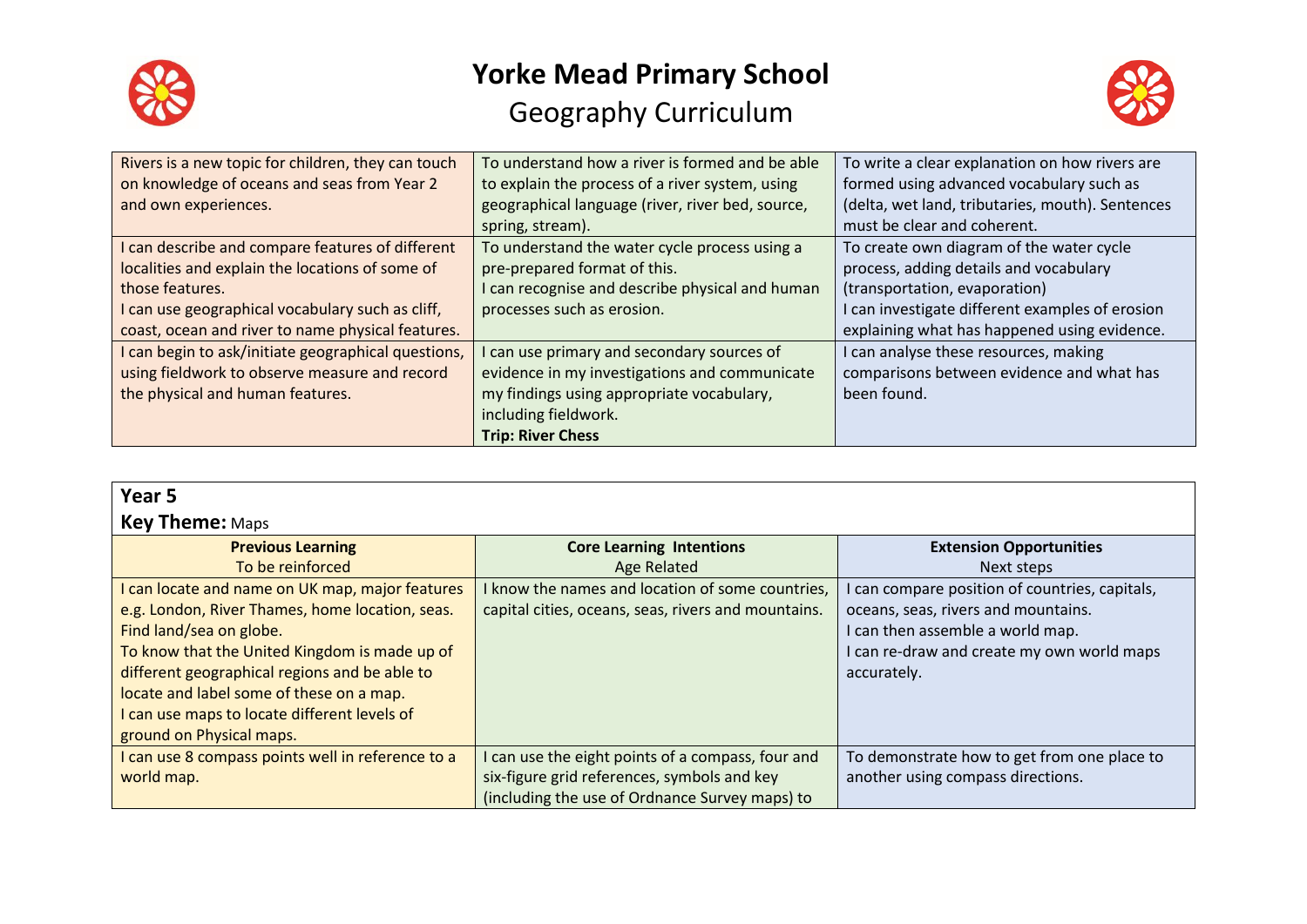# Yorke Mead Primary School

## Geography Curriculum

| | | |
|---|---|---|
| Rivers is a new topic for children, they can touch on knowledge of oceans and seas from Year 2 and own experiences. | To understand how a river is formed and be able to explain the process of a river system, using geographical language (river, river bed, source, spring, stream). | To write a clear explanation on how rivers are formed using advanced vocabulary such as (delta, wet land, tributaries, mouth). Sentences must be clear and coherent. |
| I can describe and compare features of different localities and explain the locations of some of those features.<br>I can use geographical vocabulary such as cliff, coast, ocean and river to name physical features. | To understand the water cycle process using a pre-prepared format of this.<br>I can recognise and describe physical and human processes such as erosion. | To create own diagram of the water cycle process, adding details and vocabulary (transportation, evaporation)<br>I can investigate different examples of erosion explaining what has happened using evidence. |
| I can begin to ask/initiate geographical questions, using fieldwork to observe measure and record the physical and human features. | I can use primary and secondary sources of evidence in my investigations and communicate my findings using appropriate vocabulary, including fieldwork.<br>**Trip: River Chess** | I can analyse these resources, making comparisons between evidence and what has been found. |

**Year 5**
**Key Theme:** Maps

| **Previous Learning**<br>To be reinforced | **Core Learning Intentions**<br>Age Related | **Extension Opportunities**<br>Next steps |
|---|---|---|
| I can locate and name on UK map, major features e.g. London, River Thames, home location, seas. Find land/sea on globe.<br>To know that the United Kingdom is made up of different geographical regions and be able to locate and label some of these on a map.<br>I can use maps to locate different levels of ground on Physical maps. | I know the names and location of some countries, capital cities, oceans, seas, rivers and mountains. | I can compare position of countries, capitals, oceans, seas, rivers and mountains.<br>I can then assemble a world map.<br>I can re-draw and create my own world maps accurately. |
| I can use 8 compass points well in reference to a world map. | I can use the eight points of a compass, four and six-figure grid references, symbols and key (including the use of Ordnance Survey maps) to | To demonstrate how to get from one place to another using compass directions. |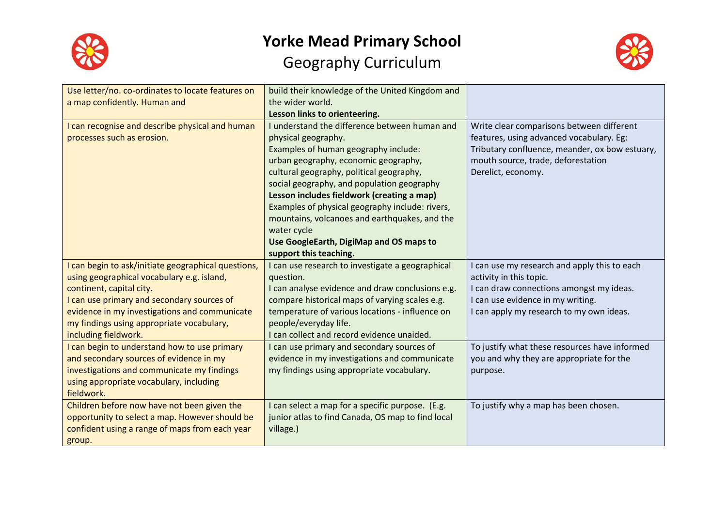# Yorke Mead Primary School

## Geography Curriculum

| | | |
|---|---|---|
| Use letter/no. co-ordinates to locate features on a map confidently. Human and | build their knowledge of the United Kingdom and the wider world.<br>**Lesson links to orienteering.** | |
| I can recognise and describe physical and human processes such as erosion. | I understand the difference between human and physical geography.<br>Examples of human geography include:<br>urban geography, economic geography, cultural geography, political geography, social geography, and population geography<br>**Lesson includes fieldwork (creating a map)**<br>Examples of physical geography include: rivers, mountains, volcanoes and earthquakes, and the water cycle<br>**Use GoogleEarth, DigiMap and OS maps to support this teaching.** | Write clear comparisons between different features, using advanced vocabulary. Eg: Tributary confluence, meander, ox bow estuary, mouth source, trade, deforestation<br>Derelict, economy. |
| I can begin to ask/initiate geographical questions, using geographical vocabulary e.g. island, continent, capital city.<br>I can use primary and secondary sources of evidence in my investigations and communicate my findings using appropriate vocabulary, including fieldwork. | I can use research to investigate a geographical question.<br>I can analyse evidence and draw conclusions e.g. compare historical maps of varying scales e.g. temperature of various locations - influence on people/everyday life.<br>I can collect and record evidence unaided. | I can use my research and apply this to each activity in this topic.<br>I can draw connections amongst my ideas.<br>I can use evidence in my writing.<br>I can apply my research to my own ideas. |
| I can begin to understand how to use primary and secondary sources of evidence in my investigations and communicate my findings using appropriate vocabulary, including fieldwork. | I can use primary and secondary sources of evidence in my investigations and communicate my findings using appropriate vocabulary. | To justify what these resources have informed you and why they are appropriate for the purpose. |
| Children before now have not been given the opportunity to select a map. However should be confident using a range of maps from each year group. | I can select a map for a specific purpose. (E.g. junior atlas to find Canada, OS map to find local village.) | To justify why a map has been chosen. |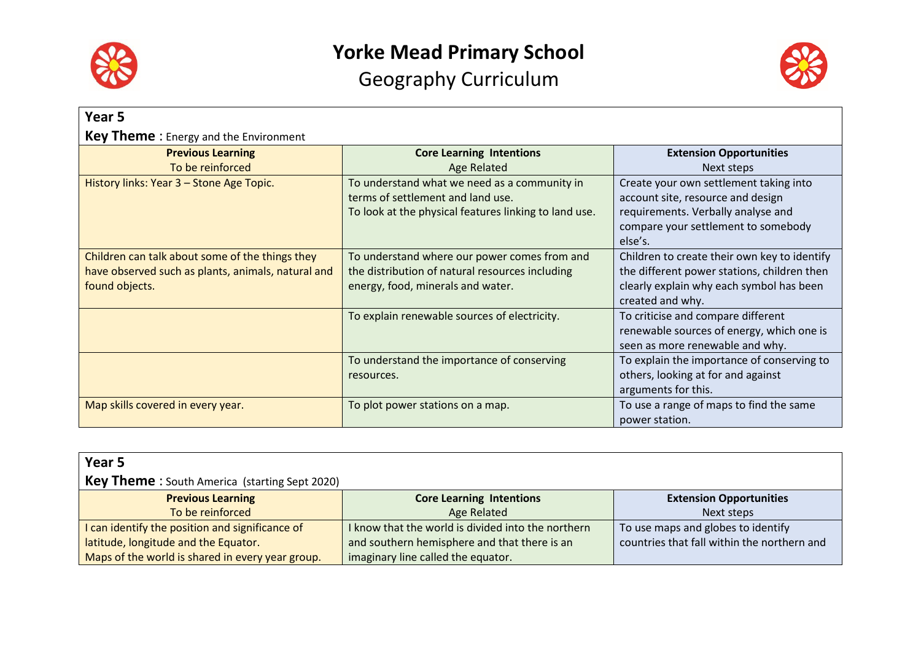# Yorke Mead Primary School

## Geography Curriculum

**Year 5**

**Key Theme** : Energy and the Environment

| **Previous Learning** To be reinforced | **Core Learning Intentions** Age Related | **Extension Opportunities** Next steps |
|---|---|---|
| History links: Year 3 – Stone Age Topic. | To understand what we need as a community in terms of settlement and land use. To look at the physical features linking to land use. | Create your own settlement taking into account site, resource and design requirements. Verbally analyse and compare your settlement to somebody else's. |
| Children can talk about some of the things they have observed such as plants, animals, natural and found objects. | To understand where our power comes from and the distribution of natural resources including energy, food, minerals and water. | Children to create their own key to identify the different power stations, children then clearly explain why each symbol has been created and why. |
| | To explain renewable sources of electricity. | To criticise and compare different renewable sources of energy, which one is seen as more renewable and why. |
| | To understand the importance of conserving resources. | To explain the importance of conserving to others, looking at for and against arguments for this. |
| Map skills covered in every year. | To plot power stations on a map. | To use a range of maps to find the same power station. |

**Year 5**

**Key Theme** : South America (starting Sept 2020)

| **Previous Learning** To be reinforced | **Core Learning Intentions** Age Related | **Extension Opportunities** Next steps |
|---|---|---|
| I can identify the position and significance of latitude, longitude and the Equator. Maps of the world is shared in every year group. | I know that the world is divided into the northern and southern hemisphere and that there is an imaginary line called the equator. | To use maps and globes to identify countries that fall within the northern and |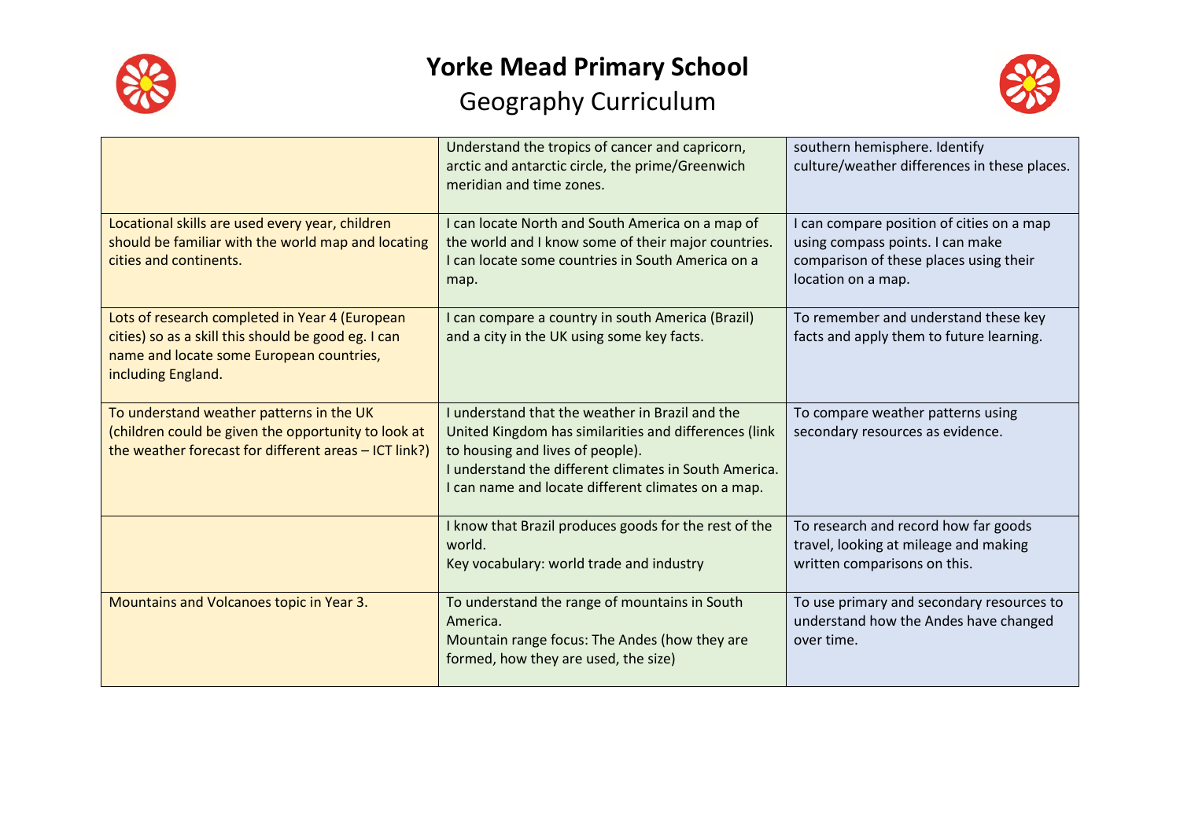# Yorke Mead Primary School

## Geography Curriculum

| | | |
|---|---|---|
| | Understand the tropics of cancer and capricorn, arctic and antarctic circle, the prime/Greenwich meridian and time zones. | southern hemisphere. Identify culture/weather differences in these places. |
| Locational skills are used every year, children should be familiar with the world map and locating cities and continents. | I can locate North and South America on a map of the world and I know some of their major countries. I can locate some countries in South America on a map. | I can compare position of cities on a map using compass points. I can make comparison of these places using their location on a map. |
| Lots of research completed in Year 4 (European cities) so as a skill this should be good eg. I can name and locate some European countries, including England. | I can compare a country in south America (Brazil) and a city in the UK using some key facts. | To remember and understand these key facts and apply them to future learning. |
| To understand weather patterns in the UK (children could be given the opportunity to look at the weather forecast for different areas – ICT link?) | I understand that the weather in Brazil and the United Kingdom has similarities and differences (link to housing and lives of people).<br>I understand the different climates in South America.<br>I can name and locate different climates on a map. | To compare weather patterns using secondary resources as evidence. |
| | I know that Brazil produces goods for the rest of the world.<br>Key vocabulary: world trade and industry | To research and record how far goods travel, looking at mileage and making written comparisons on this. |
| Mountains and Volcanoes topic in Year 3. | To understand the range of mountains in South America.<br>Mountain range focus: The Andes (how they are formed, how they are used, the size) | To use primary and secondary resources to understand how the Andes have changed over time. |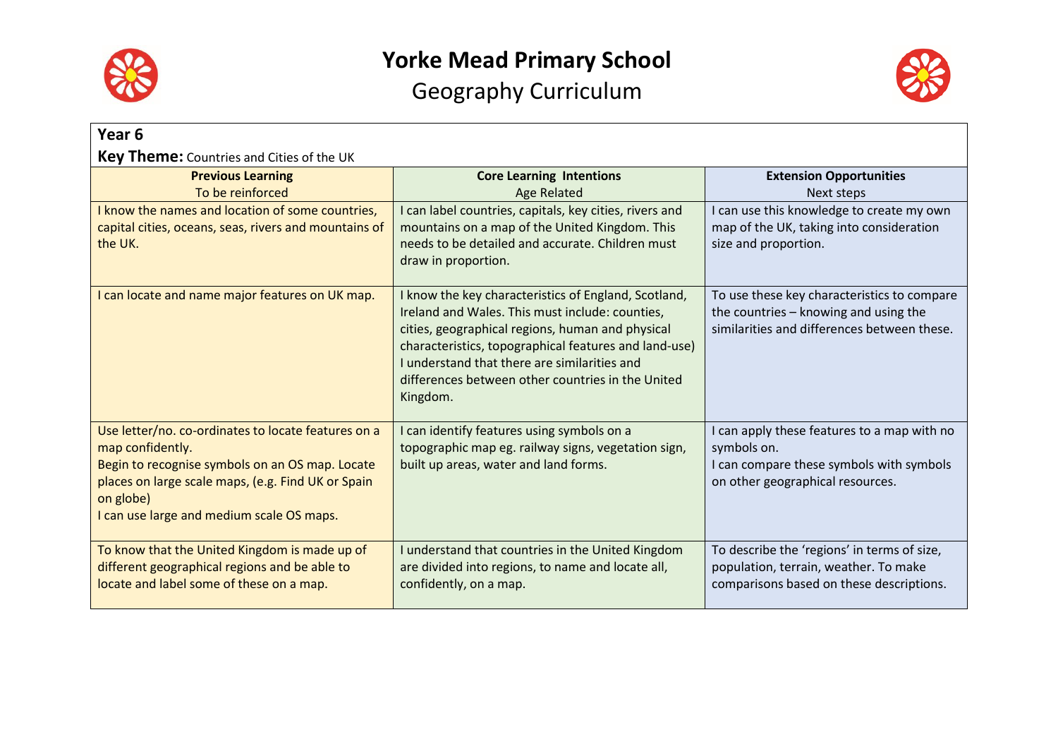# Yorke Mead Primary School

## Geography Curriculum

### Year 6

**Key Theme:** Countries and Cities of the UK

| **Previous Learning**<br>To be reinforced | **Core Learning Intentions**<br>Age Related | **Extension Opportunities**<br>Next steps |
|---|---|---|
| I know the names and location of some countries, capital cities, oceans, seas, rivers and mountains of the UK. | I can label countries, capitals, key cities, rivers and mountains on a map of the United Kingdom. This needs to be detailed and accurate. Children must draw in proportion. | I can use this knowledge to create my own map of the UK, taking into consideration size and proportion. |
| I can locate and name major features on UK map. | I know the key characteristics of England, Scotland, Ireland and Wales. This must include: counties, cities, geographical regions, human and physical characteristics, topographical features and land-use) I understand that there are similarities and differences between other countries in the United Kingdom. | To use these key characteristics to compare the countries – knowing and using the similarities and differences between these. |
| Use letter/no. co-ordinates to locate features on a map confidently.<br>Begin to recognise symbols on an OS map. Locate places on large scale maps, (e.g. Find UK or Spain on globe)<br>I can use large and medium scale OS maps. | I can identify features using symbols on a topographic map eg. railway signs, vegetation sign, built up areas, water and land forms. | I can apply these features to a map with no symbols on.<br>I can compare these symbols with symbols on other geographical resources. |
| To know that the United Kingdom is made up of different geographical regions and be able to locate and label some of these on a map. | I understand that countries in the United Kingdom are divided into regions, to name and locate all, confidently, on a map. | To describe the 'regions' in terms of size, population, terrain, weather. To make comparisons based on these descriptions. |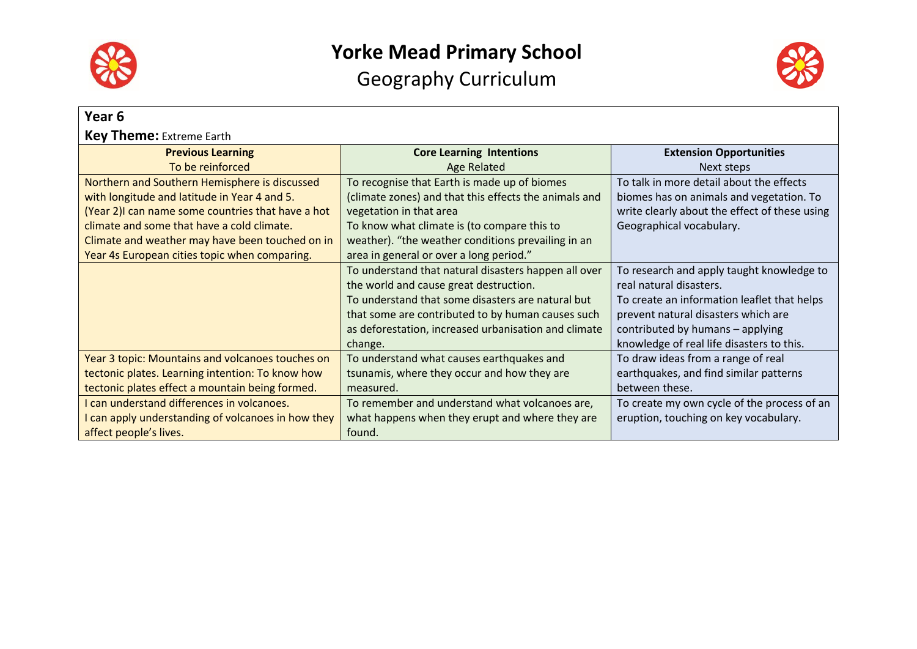# Yorke Mead Primary School

## Geography Curriculum

**Year 6**

**Key Theme:** Extreme Earth

| **Previous Learning**<br>To be reinforced | **Core Learning Intentions**<br>Age Related | **Extension Opportunities**<br>Next steps |
|---|---|---|
| Northern and Southern Hemisphere is discussed with longitude and latitude in Year 4 and 5.<br>(Year 2)I can name some countries that have a hot climate and some that have a cold climate.<br>Climate and weather may have been touched on in Year 4s European cities topic when comparing. | To recognise that Earth is made up of biomes (climate zones) and that this effects the animals and vegetation in that area<br>To know what climate is (to compare this to weather). “the weather conditions prevailing in an area in general or over a long period.” | To talk in more detail about the effects biomes has on animals and vegetation. To write clearly about the effect of these using Geographical vocabulary. |
| | To understand that natural disasters happen all over the world and cause great destruction.<br>To understand that some disasters are natural but that some are contributed to by human causes such as deforestation, increased urbanisation and climate change. | To research and apply taught knowledge to real natural disasters.<br>To create an information leaflet that helps prevent natural disasters which are contributed by humans – applying knowledge of real life disasters to this. |
| Year 3 topic: Mountains and volcanoes touches on tectonic plates. Learning intention: To know how tectonic plates effect a mountain being formed. | To understand what causes earthquakes and tsunamis, where they occur and how they are measured. | To draw ideas from a range of real earthquakes, and find similar patterns between these. |
| I can understand differences in volcanoes.<br>I can apply understanding of volcanoes in how they affect people’s lives. | To remember and understand what volcanoes are, what happens when they erupt and where they are found. | To create my own cycle of the process of an eruption, touching on key vocabulary. |